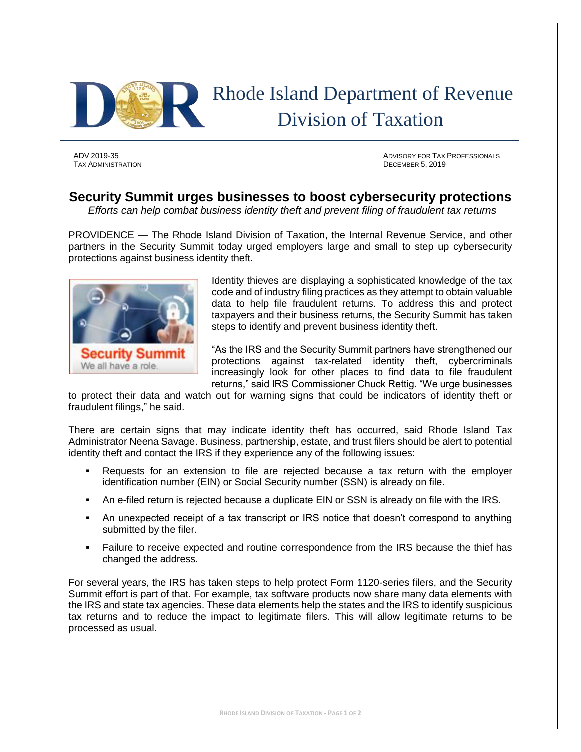# Rhode Island Department of Revenue
## Division of Taxation

ADV 2019-35
TAX ADMINISTRATION

ADVISORY FOR TAX PROFESSIONALS
DECEMBER 5, 2019

## Security Summit urges businesses to boost cybersecurity protections

*Efforts can help combat business identity theft and prevent filing of fraudulent tax returns*

PROVIDENCE — The Rhode Island Division of Taxation, the Internal Revenue Service, and other partners in the Security Summit today urged employers large and small to step up cybersecurity protections against business identity theft.

Security Summit
We all have a role.

Identity thieves are displaying a sophisticated knowledge of the tax code and of industry filing practices as they attempt to obtain valuable data to help file fraudulent returns. To address this and protect taxpayers and their business returns, the Security Summit has taken steps to identify and prevent business identity theft.

"As the IRS and the Security Summit partners have strengthened our protections against tax-related identity theft, cybercriminals increasingly look for other places to find data to file fraudulent returns," said IRS Commissioner Chuck Rettig. "We urge businesses to protect their data and watch out for warning signs that could be indicators of identity theft or fraudulent filings," he said.

There are certain signs that may indicate identity theft has occurred, said Rhode Island Tax Administrator Neena Savage. Business, partnership, estate, and trust filers should be alert to potential identity theft and contact the IRS if they experience any of the following issues:

- Requests for an extension to file are rejected because a tax return with the employer identification number (EIN) or Social Security number (SSN) is already on file.
- An e-filed return is rejected because a duplicate EIN or SSN is already on file with the IRS.
- An unexpected receipt of a tax transcript or IRS notice that doesn't correspond to anything submitted by the filer.
- Failure to receive expected and routine correspondence from the IRS because the thief has changed the address.

For several years, the IRS has taken steps to help protect Form 1120-series filers, and the Security Summit effort is part of that. For example, tax software products now share many data elements with the IRS and state tax agencies. These data elements help the states and the IRS to identify suspicious tax returns and to reduce the impact to legitimate filers. This will allow legitimate returns to be processed as usual.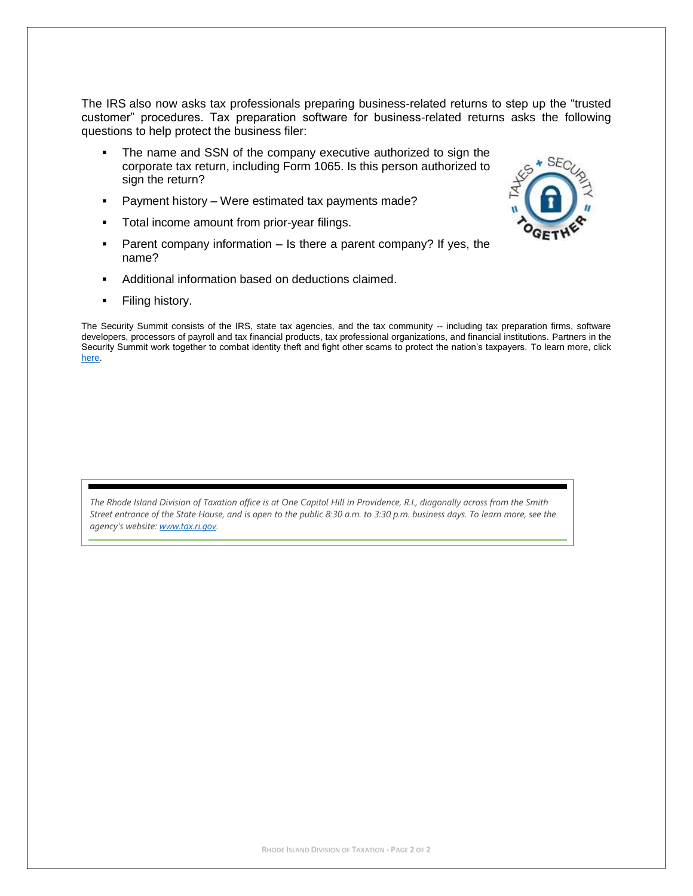The IRS also now asks tax professionals preparing business-related returns to step up the "trusted customer" procedures. Tax preparation software for business-related returns asks the following questions to help protect the business filer:

- The name and SSN of the company executive authorized to sign the corporate tax return, including Form 1065. Is this person authorized to sign the return?
- Payment history – Were estimated tax payments made?
- Total income amount from prior-year filings.
- Parent company information – Is there a parent company? If yes, the name?
- Additional information based on deductions claimed.
- Filing history.

The Security Summit consists of the IRS, state tax agencies, and the tax community -- including tax preparation firms, software developers, processors of payroll and tax financial products, tax professional organizations, and financial institutions. Partners in the Security Summit work together to combat identity theft and fight other scams to protect the nation's taxpayers. To learn more, click here.

*The Rhode Island Division of Taxation office is at One Capitol Hill in Providence, R.I., diagonally across from the Smith Street entrance of the State House, and is open to the public 8:30 a.m. to 3:30 p.m. business days. To learn more, see the agency's website: www.tax.ri.gov.*